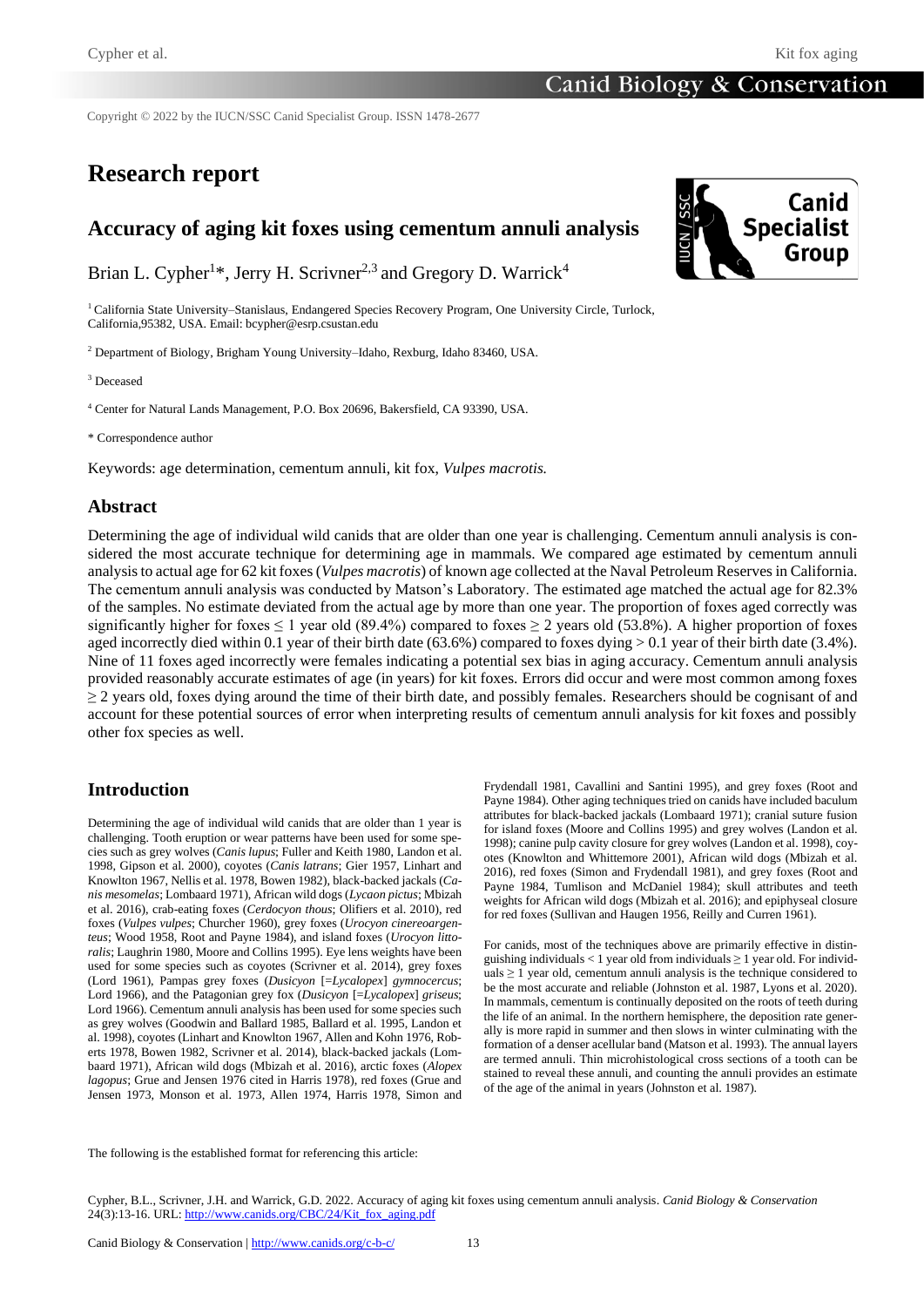Copyright © 2022 by the IUCN/SSC Canid Specialist Group. ISSN 1478-2677

# Research report

## Accuracy of aging kit foxes using cementum annuli analysis

Brian L. Cypher[1]*, Jerry H. Scrivner[2,3] and Gregory D. Warrick[4]

[1] California State University–Stanislaus, Endangered Species Recovery Program, One University Circle, Turlock, California,95382, USA. Email: bcypher@esrp.csustan.edu

[2] Department of Biology, Brigham Young University–Idaho, Rexburg, Idaho 83460, USA.

[3] Deceased

[4] Center for Natural Lands Management, P.O. Box 20696, Bakersfield, CA 93390, USA.

\* Correspondence author

Keywords: age determination, cementum annuli, kit fox, *Vulpes macrotis.*

## Abstract

Determining the age of individual wild canids that are older than one year is challenging. Cementum annuli analysis is considered the most accurate technique for determining age in mammals. We compared age estimated by cementum annuli analysis to actual age for 62 kit foxes (*Vulpes macrotis*) of known age collected at the Naval Petroleum Reserves in California. The cementum annuli analysis was conducted by Matson's Laboratory. The estimated age matched the actual age for 82.3% of the samples. No estimate deviated from the actual age by more than one year. The proportion of foxes aged correctly was significantly higher for foxes ≤ 1 year old (89.4%) compared to foxes ≥ 2 years old (53.8%). A higher proportion of foxes aged incorrectly died within 0.1 year of their birth date (63.6%) compared to foxes dying > 0.1 year of their birth date (3.4%). Nine of 11 foxes aged incorrectly were females indicating a potential sex bias in aging accuracy. Cementum annuli analysis provided reasonably accurate estimates of age (in years) for kit foxes. Errors did occur and were most common among foxes ≥ 2 years old, foxes dying around the time of their birth date, and possibly females. Researchers should be cognisant of and account for these potential sources of error when interpreting results of cementum annuli analysis for kit foxes and possibly other fox species as well.

## Introduction

Determining the age of individual wild canids that are older than 1 year is challenging. Tooth eruption or wear patterns have been used for some species such as grey wolves (*Canis lupus*; Fuller and Keith 1980, Landon et al. 1998, Gipson et al. 2000), coyotes (*Canis latrans*; Gier 1957, Linhart and Knowlton 1967, Nellis et al. 1978, Bowen 1982), black-backed jackals (*Canis mesomelas*; Lombaard 1971), African wild dogs (*Lycaon pictus*; Mbizah et al. 2016), crab-eating foxes (*Cerdocyon thous*; Olifiers et al. 2010), red foxes (*Vulpes vulpes*; Churcher 1960), grey foxes (*Urocyon cinereoargenteus*; Wood 1958, Root and Payne 1984), and island foxes (*Urocyon littoralis*; Laughrin 1980, Moore and Collins 1995). Eye lens weights have been used for some species such as coyotes (Scrivner et al. 2014), grey foxes (Lord 1961), Pampas grey foxes (*Dusicyon* [=*Lycalopex*] *gymnocercus*; Lord 1966), and the Patagonian grey fox (*Dusicyon* [=*Lycalopex*] *griseus*; Lord 1966). Cementum annuli analysis has been used for some species such as grey wolves (Goodwin and Ballard 1985, Ballard et al. 1995, Landon et al. 1998), coyotes (Linhart and Knowlton 1967, Allen and Kohn 1976, Roberts 1978, Bowen 1982, Scrivner et al. 2014), black-backed jackals (Lombaard 1971), African wild dogs (Mbizah et al. 2016), arctic foxes (*Alopex lagopus*; Grue and Jensen 1976 cited in Harris 1978), red foxes (Grue and Jensen 1973, Monson et al. 1973, Allen 1974, Harris 1978, Simon and Frydendall 1981, Cavallini and Santini 1995), and grey foxes (Root and Payne 1984). Other aging techniques tried on canids have included baculum attributes for black-backed jackals (Lombaard 1971); cranial suture fusion for island foxes (Moore and Collins 1995) and grey wolves (Landon et al. 1998); canine pulp cavity closure for grey wolves (Landon et al. 1998), coyotes (Knowlton and Whittemore 2001), African wild dogs (Mbizah et al. 2016), red foxes (Simon and Frydendall 1981), and grey foxes (Root and Payne 1984, Tumlison and McDaniel 1984); skull attributes and teeth weights for African wild dogs (Mbizah et al. 2016); and epiphyseal closure for red foxes (Sullivan and Haugen 1956, Reilly and Curren 1961).

For canids, most of the techniques above are primarily effective in distinguishing individuals < 1 year old from individuals ≥ 1 year old. For individuals ≥ 1 year old, cementum annuli analysis is the technique considered to be the most accurate and reliable (Johnston et al. 1987, Lyons et al. 2020). In mammals, cementum is continually deposited on the roots of teeth during the life of an animal. In the northern hemisphere, the deposition rate generally is more rapid in summer and then slows in winter culminating with the formation of a denser acellular band (Matson et al. 1993). The annual layers are termed annuli. Thin microhistological cross sections of a tooth can be stained to reveal these annuli, and counting the annuli provides an estimate of the age of the animal in years (Johnston et al. 1987).

The following is the established format for referencing this article:

Cypher, B.L., Scrivner, J.H. and Warrick, G.D. 2022. Accuracy of aging kit foxes using cementum annuli analysis. *Canid Biology & Conservation* 24(3):13-16. URL: http://www.canids.org/CBC/24/Kit_fox_aging.pdf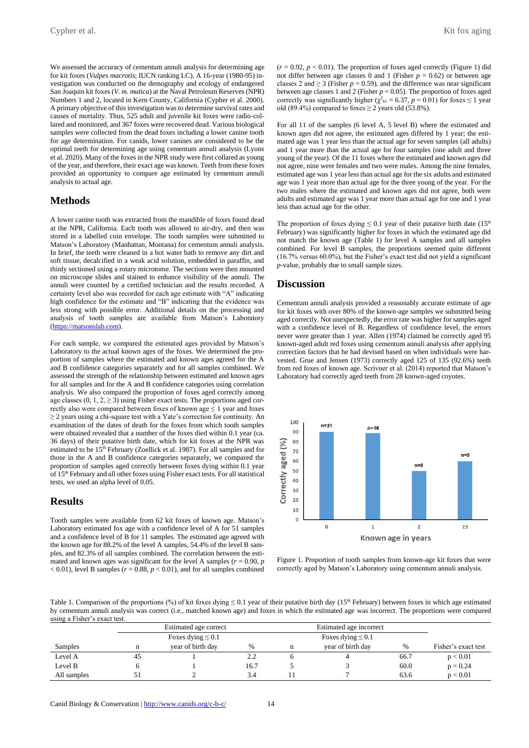We assessed the accuracy of cementum annuli analysis for determining age for kit foxes (*Vulpes macrotis*; IUCN ranking LC). A 16-year (1980-95) investigation was conducted on the demography and ecology of endangered San Joaquin kit foxes (*V. m. mutica*) at the Naval Petroleum Reserves (NPR) Numbers 1 and 2, located in Kern County, California (Cypher et al. 2000). A primary objective of this investigation was to determine survival rates and causes of mortality. Thus, 525 adult and juvenile kit foxes were radio-collared and monitored, and 367 foxes were recovered dead. Various biological samples were collected from the dead foxes including a lower canine tooth for age determination. For canids, lower canines are considered to be the optimal teeth for determining age using cementum annuli analysis (Lyons et al. 2009). Many of the foxes in the NPR study were first collared as young of the year, and therefore, their exact age was known. Teeth from these foxes provided an opportunity to compare age estimated by cementum annuli analysis to actual age.

## Methods

A lower canine tooth was extracted from the mandible of foxes found dead at the NPR, California. Each tooth was allowed to air-dry, and then was stored in a labelled coin envelope. The tooth samples were submitted to Matson's Laboratory (Manhattan, Montana) for cementum annuli analysis. In brief, the teeth were cleaned in a hot water bath to remove any dirt and soft tissue, decalcified in a weak acid solution, embedded in paraffin, and thinly sectioned using a rotary microtome. The sections were then mounted on microscope slides and stained to enhance visibility of the annuli. The annuli were counted by a certified technician and the results recorded. A certainty level also was recorded for each age estimate with "A" indicating high confidence for the estimate and "B" indicating that the evidence was less strong with possible error. Additional details on the processing and analysis of tooth samples are available from Matson's Laboratory (https://matsonslab.com).

For each sample, we compared the estimated ages provided by Matson's Laboratory to the actual known ages of the foxes. We determined the proportion of samples where the estimated and known ages agreed for the A and B confidence categories separately and for all samples combined. We assessed the strength of the relationship between estimated and known ages for all samples and for the A and B confidence categories using correlation analysis. We also compared the proportion of foxes aged correctly among age classes (0, 1, 2, ≥ 3) using Fisher exact tests. The proportions aged correctly also were compared between foxes of known age ≤ 1 year and foxes ≥ 2 years using a chi-square test with a Yate's correction for continuity. An examination of the dates of death for the foxes from which tooth samples were obtained revealed that a number of the foxes died within 0.1 year (ca. 36 days) of their putative birth date, which for kit foxes at the NPR was estimated to be 15th February (Zoellick et al. 1987). For all samples and for those in the A and B confidence categories separately, we compared the proportion of samples aged correctly between foxes dying within 0.1 year of 15th February and all other foxes using Fisher exact tests. For all statistical tests, we used an alpha level of 0.05.

## Results

Tooth samples were available from 62 kit foxes of known age. Matson's Laboratory estimated fox age with a confidence level of A for 51 samples and a confidence level of B for 11 samples. The estimated age agreed with the known age for 88.2% of the level A samples, 54.4% of the level B samples, and 82.3% of all samples combined. The correlation between the estimated and known ages was significant for the level A samples ($r = 0.90$, $p < 0.01$), level B samples ($r = 0.88$, $p < 0.01$), and for all samples combined ($r = 0.92$, $p < 0.01$). The proportion of foxes aged correctly (Figure 1) did not differ between age classes 0 and 1 (Fisher $p = 0.62$) or between age classes 2 and ≥ 3 (Fisher $p = 0.59$), and the difference was near significant between age classes 1 and 2 (Fisher $p = 0.05$). The proportion of foxes aged correctly was significantly higher ($\chi^2_{61} = 6.37$, $p = 0.01$) for foxes ≤ 1 year old (89.4%) compared to foxes ≥ 2 years old (53.8%).

For all 11 of the samples (6 level A, 5 level B) where the estimated and known ages did not agree, the estimated ages differed by 1 year; the estimated age was 1 year less than the actual age for seven samples (all adults) and 1 year more than the actual age for four samples (one adult and three young of the year). Of the 11 foxes where the estimated and known ages did not agree, nine were females and two were males. Among the nine females, estimated age was 1 year less than actual age for the six adults and estimated age was 1 year more than actual age for the three young of the year. For the two males where the estimated and known ages did not agree, both were adults and estimated age was 1 year more than actual age for one and 1 year less than actual age for the other.

The proportion of foxes dying ≤ 0.1 year of their putative birth date (15th February) was significantly higher for foxes in which the estimated age did not match the known age (Table 1) for level A samples and all samples combined. For level B samples, the proportions seemed quite different (16.7% versus 60.0%), but the Fisher's exact test did not yield a significant $p$-value, probably due to small sample sizes.

## Discussion

Cementum annuli analysis provided a reasonably accurate estimate of age for kit foxes with over 80% of the known-age samples we submitted being aged correctly. Not unexpectedly, the error rate was higher for samples aged with a confidence level of B. Regardless of confidence level, the errors never were greater than 1 year. Allen (1974) claimed he correctly aged 95 known-aged adult red foxes using cementum annuli analysis after applying correction factors that he had devised based on when individuals were harvested. Grue and Jensen (1973) correctly aged 125 of 135 (92.6%) teeth from red foxes of known age. Scrivner et al. (2014) reported that Matson's Laboratory had correctly aged teeth from 28 known-aged coyotes.

Figure 1. Proportion of tooth samples from known-age kit foxes that were correctly aged by Matson's Laboratory using cementum annuli analysis.

Table 1. Comparison of the proportions (%) of kit foxes dying ≤ 0.1 year of their putative birth day (15th February) between foxes in which age estimated by cementum annuli analysis was correct (i.e., matched known age) and foxes in which the estimated age was incorrect. The proportions were compared using a Fisher's exact test.

| | Estimated age correct | | | Estimated age incorrect | | | |
|---|---|---|---|---|---|---|---|
| Samples | n | Foxes dying ≤ 0.1 year of birth day | % | n | Foxes dying ≤ 0.1 year of birth day | % | Fisher's exact test |
| Level A | 45 | 1 | 2.2 | 6 | 4 | 66.7 | p < 0.01 |
| Level B | 6 | 1 | 16.7 | 5 | 3 | 60.0 | p = 0.24 |
| All samples | 51 | 2 | 3.4 | 11 | 7 | 63.6 | p < 0.01 |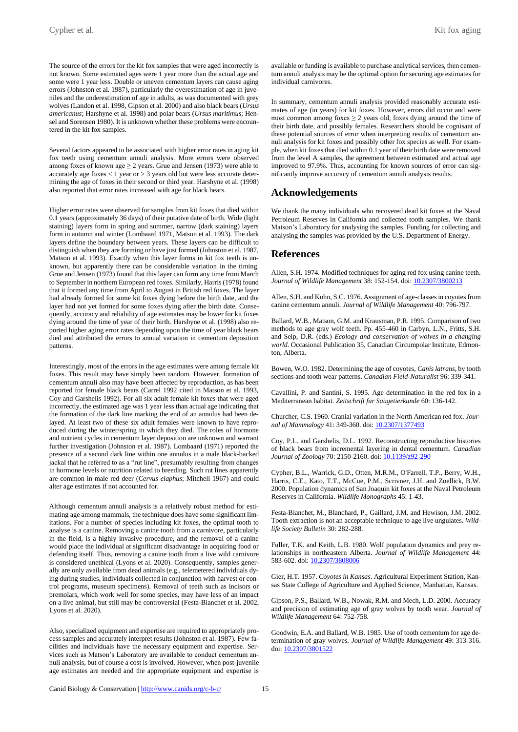The source of the errors for the kit fox samples that were aged incorrectly is not known. Some estimated ages were 1 year more than the actual age and some were 1 year less. Double or uneven cementum layers can cause aging errors (Johnston et al. 1987), particularly the overestimation of age in juveniles and the underestimation of age in adults, as was documented with grey wolves (Landon et al. 1998, Gipson et al. 2000) and also black bears (*Ursus americanus*; Harshyne et al. 1998) and polar bears (*Ursus maritimus*; Hensel and Sorensen 1980). It is unknown whether these problems were encountered in the kit fox samples.

Several factors appeared to be associated with higher error rates in aging kit fox teeth using cementum annuli analysis. More errors were observed among foxes of known age ≥ 2 years. Grue and Jensen (1973) were able to accurately age foxes < 1 year or > 3 years old but were less accurate determining the age of foxes in their second or third year. Harshyne et al. (1998) also reported that error rates increased with age for black bears.

Higher error rates were observed for samples from kit foxes that died within 0.1 years (approximately 36 days) of their putative date of birth. Wide (light staining) layers form in spring and summer, narrow (dark staining) layers form in autumn and winter (Lombaard 1971, Matson et al. 1993). The dark layers define the boundary between years. These layers can be difficult to distinguish when they are forming or have just formed (Johnston et al. 1987, Matson et al. 1993). Exactly when this layer forms in kit fox teeth is unknown, but apparently there can be considerable variation in the timing. Grue and Jensen (1973) found that this layer can form any time from March to September in northern European red foxes. Similarly, Harris (1978) found that it formed any time from April to August in British red foxes. The layer had already formed for some kit foxes dying before the birth date, and the layer had not yet formed for some foxes dying after the birth date. Consequently, accuracy and reliability of age estimates may be lower for kit foxes dying around the time of year of their birth. Harshyne et al. (1998) also reported higher aging error rates depending upon the time of year black bears died and attributed the errors to annual variation in cementum deposition patterns.

Interestingly, most of the errors in the age estimates were among female kit foxes. This result may have simply been random. However, formation of cementum annuli also may have been affected by reproduction, as has been reported for female black bears (Carrel 1992 cited in Matson et al. 1993, Coy and Garshelis 1992). For all six adult female kit foxes that were aged incorrectly, the estimated age was 1 year less than actual age indicating that the formation of the dark line marking the end of an annulus had been delayed. At least two of these six adult females were known to have reproduced during the winter/spring in which they died. The roles of hormone and nutrient cycles in cementum layer deposition are unknown and warrant further investigation (Johnston et al. 1987). Lombaard (1971) reported the presence of a second dark line within one annulus in a male black-backed jackal that he referred to as a "rut line", presumably resulting from changes in hormone levels or nutrition related to breeding. Such rut lines apparently are common in male red deer (*Cervus elaphus*; Mitchell 1967) and could alter age estimates if not accounted for.

Although cementum annuli analysis is a relatively robust method for estimating age among mammals, the technique does have some significant limitations. For a number of species including kit foxes, the optimal tooth to analyse is a canine. Removing a canine tooth from a carnivore, particularly in the field, is a highly invasive procedure, and the removal of a canine would place the individual at significant disadvantage in acquiring food or defending itself. Thus, removing a canine tooth from a live wild carnivore is considered unethical (Lyons et al. 2020). Consequently, samples generally are only available from dead animals (e.g., telemetered individuals dying during studies, individuals collected in conjunction with harvest or control programs, museum specimens). Removal of teeth such as incisors or premolars, which work well for some species, may have less of an impact on a live animal, but still may be controversial (Festa-Bianchet et al. 2002, Lyons et al. 2020).

Also, specialized equipment and expertise are required to appropriately process samples and accurately interpret results (Johnston et al. 1987). Few facilities and individuals have the necessary equipment and expertise. Services such as Matson's Laboratory are available to conduct cementum annuli analysis, but of course a cost is involved. However, when post-juvenile age estimates are needed and the appropriate equipment and expertise is available or funding is available to purchase analytical services, then cementum annuli analysis may be the optimal option for securing age estimates for individual carnivores.

In summary, cementum annuli analysis provided reasonably accurate estimates of age (in years) for kit foxes. However, errors did occur and were most common among foxes ≥ 2 years old, foxes dying around the time of their birth date, and possibly females. Researchers should be cognisant of these potential sources of error when interpreting results of cementum annuli analysis for kit foxes and possibly other fox species as well. For example, when kit foxes that died within 0.1 year of their birth date were removed from the level A samples, the agreement between estimated and actual age improved to 97.9%. Thus, accounting for known sources of error can significantly improve accuracy of cementum annuli analysis results.

## Acknowledgements

We thank the many individuals who recovered dead kit foxes at the Naval Petroleum Reserves in California and collected tooth samples. We thank Matson's Laboratory for analysing the samples. Funding for collecting and analysing the samples was provided by the U.S. Department of Energy.

## References

Allen, S.H. 1974. Modified techniques for aging red fox using canine teeth. *Journal of Wildlife Management* 38: 152-154. doi: 10.2307/3800213

Allen, S.H. and Kohn, S.C. 1976. Assignment of age-classes in coyotes from canine cementum annuli. *Journal of Wildlife Management* 40: 796-797.

Ballard, W.B., Matson, G.M. and Krausman, P.R. 1995. Comparison of two methods to age gray wolf teeth. Pp. 455-460 in Carbyn, L.N., Fritts, S.H. and Seip, D.R. (eds.) *Ecology and conservation of wolves in a changing world*. Occasional Publication 35, Canadian Circumpolar Institute, Edmonton, Alberta.

Bowen, W.O. 1982. Determining the age of coyotes, *Canis latrans*, by tooth sections and tooth wear patterns. *Canadian Field-Naturalist* 96: 339-341.

Cavallini, P. and Santini, S. 1995. Age determination in the red fox in a Mediterranean habitat. *Zeitschrift fur Saügetierkunde* 60: 136-142.

Churcher, C.S. 1960. Cranial variation in the North American red fox. *Journal of Mammalogy* 41: 349-360. doi: 10.2307/1377493

Coy, P.L. and Garshelis, D.L. 1992. Reconstructing reproductive histories of black bears from incremental layering in dental cementum. *Canadian Journal of Zoology* 70: 2150-2160. doi: 10.1139/z92-290

Cypher, B.L., Warrick, G.D., Otten, M.R.M., O'Farrell, T.P., Berry, W.H., Harris, C.E., Kato, T.T., McCue, P.M., Scrivner, J.H. and Zoellick, B.W. 2000. Population dynamics of San Joaquin kit foxes at the Naval Petroleum Reserves in California. *Wildlife Monographs* 45: 1-43.

Festa-Bianchet, M., Blanchard, P., Gaillard, J.M. and Hewison, J.M. 2002. Tooth extraction is not an acceptable technique to age live ungulates. *Wildlife Society Bulletin* 30: 282-288.

Fuller, T.K. and Keith, L.B. 1980. Wolf population dynamics and prey relationships in northeastern Alberta. *Journal of Wildlife Management* 44: 583-602. doi: 10.2307/3808006

Gier, H.T. 1957. *Coyotes in Kansas*. Agricultural Experiment Station, Kansas State College of Agriculture and Applied Science, Manhattan, Kansas.

Gipson, P.S., Ballard, W.B., Nowak, R.M. and Mech, L.D. 2000. Accuracy and precision of estimating age of gray wolves by tooth wear. *Journal of Wildlife Management* 64: 752-758.

Goodwin, E.A. and Ballard, W.B. 1985. Use of tooth cementum for age determination of gray wolves. *Journal of Wildlife Management* 49: 313-316. doi: 10.2307/3801522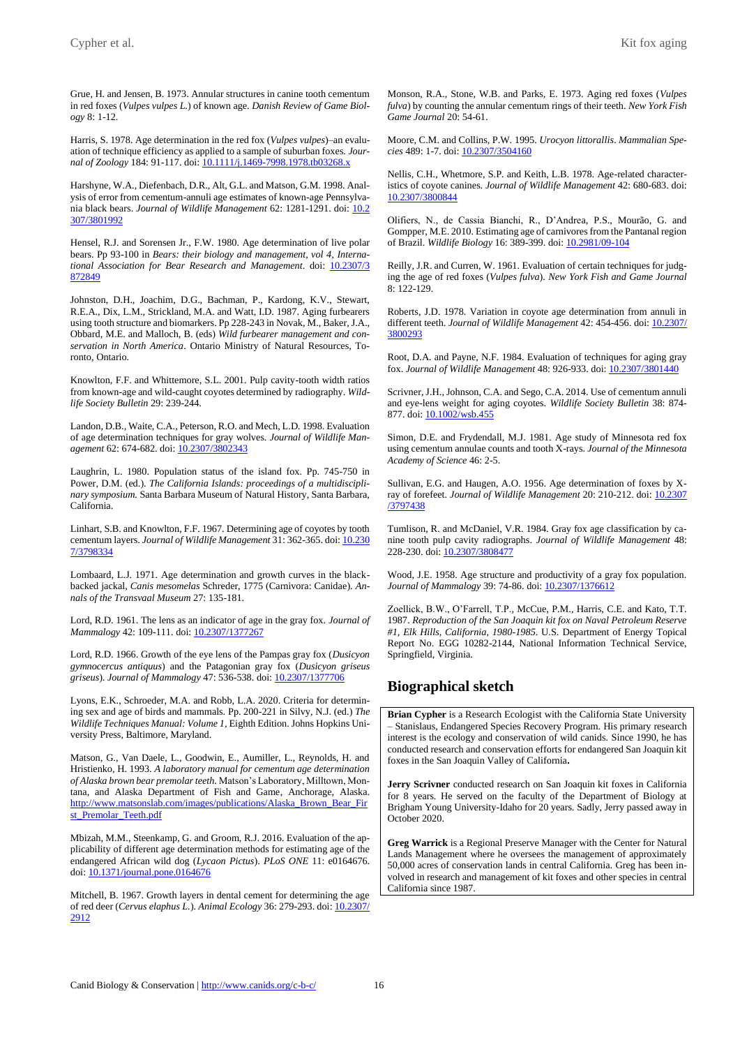Grue, H. and Jensen, B. 1973. Annular structures in canine tooth cementum in red foxes (*Vulpes vulpes L.*) of known age. *Danish Review of Game Biology* 8: 1-12.

Harris, S. 1978. Age determination in the red fox (*Vulpes vulpes*)–an evaluation of technique efficiency as applied to a sample of suburban foxes. *Journal of Zoology* 184: 91-117. doi: 10.1111/j.1469-7998.1978.tb03268.x

Harshyne, W.A., Diefenbach, D.R., Alt, G.L. and Matson, G.M. 1998. Analysis of error from cementum-annuli age estimates of known-age Pennsylvania black bears. *Journal of Wildlife Management* 62: 1281-1291. doi: 10.2307/3801992

Hensel, R.J. and Sorensen Jr., F.W. 1980. Age determination of live polar bears. Pp 93-100 in *Bears: their biology and management, vol 4, International Association for Bear Research and Management*. doi: 10.2307/3872849

Johnston, D.H., Joachim, D.G., Bachman, P., Kardong, K.V., Stewart, R.E.A., Dix, L.M., Strickland, M.A. and Watt, I.D. 1987. Aging furbearers using tooth structure and biomarkers. Pp 228-243 in Novak, M., Baker, J.A., Obbard, M.E. and Malloch, B. (eds) *Wild furbearer management and conservation in North America*. Ontario Ministry of Natural Resources, Toronto, Ontario.

Knowlton, F.F. and Whittemore, S.L. 2001. Pulp cavity-tooth width ratios from known-age and wild-caught coyotes determined by radiography. *Wildlife Society Bulletin* 29: 239-244.

Landon, D.B., Waite, C.A., Peterson, R.O. and Mech, L.D. 1998. Evaluation of age determination techniques for gray wolves. *Journal of Wildlife Management* 62: 674-682. doi: 10.2307/3802343

Laughrin, L. 1980. Population status of the island fox. Pp. 745-750 in Power, D.M. (ed.). *The California Islands: proceedings of a multidisciplinary symposium.* Santa Barbara Museum of Natural History, Santa Barbara, California.

Linhart, S.B. and Knowlton, F.F. 1967. Determining age of coyotes by tooth cementum layers. *Journal of Wildlife Management* 31: 362-365. doi: 10.2307/3798334

Lombaard, L.J. 1971. Age determination and growth curves in the black-backed jackal, *Canis mesomelas* Schreder, 1775 (Carnivora: Canidae). *Annals of the Transvaal Museum* 27: 135-181.

Lord, R.D. 1961. The lens as an indicator of age in the gray fox. *Journal of Mammalogy* 42: 109-111. doi: 10.2307/1377267

Lord, R.D. 1966. Growth of the eye lens of the Pampas gray fox (*Dusicyon gymnocercus antiquus*) and the Patagonian gray fox (*Dusicyon griseus griseus*). *Journal of Mammalogy* 47: 536-538. doi: 10.2307/1377706

Lyons, E.K., Schroeder, M.A. and Robb, L.A. 2020. Criteria for determining sex and age of birds and mammals. Pp. 200-221 in Silvy, N.J. (ed.) *The Wildlife Techniques Manual: Volume 1*, Eighth Edition. Johns Hopkins University Press, Baltimore, Maryland.

Matson, G., Van Daele, L., Goodwin, E., Aumiller, L., Reynolds, H. and Hristienko, H. 1993. *A laboratory manual for cementum age determination of Alaska brown bear premolar teeth.* Matson's Laboratory, Milltown, Montana, and Alaska Department of Fish and Game, Anchorage, Alaska. http://www.matsonslab.com/images/publications/Alaska_Brown_Bear_First_Premolar_Teeth.pdf

Mbizah, M.M., Steenkamp, G. and Groom, R.J. 2016. Evaluation of the applicability of different age determination methods for estimating age of the endangered African wild dog (*Lycaon Pictus*). *PLoS ONE* 11: e0164676. doi: 10.1371/journal.pone.0164676

Mitchell, B. 1967. Growth layers in dental cement for determining the age of red deer (*Cervus elaphus L.*). *Animal Ecology* 36: 279-293. doi: 10.2307/2912

Monson, R.A., Stone, W.B. and Parks, E. 1973. Aging red foxes (*Vulpes fulva*) by counting the annular cementum rings of their teeth. *New York Fish Game Journal* 20: 54-61.

Moore, C.M. and Collins, P.W. 1995. *Urocyon littorallis*. *Mammalian Species* 489: 1-7. doi: 10.2307/3504160

Nellis, C.H., Whetmore, S.P. and Keith, L.B. 1978. Age-related characteristics of coyote canines. *Journal of Wildlife Management* 42: 680-683. doi: 10.2307/3800844

Olifiers, N., de Cassia Bianchi, R., D'Andrea, P.S., Mourão, G. and Gompper, M.E. 2010. Estimating age of carnivores from the Pantanal region of Brazil. *Wildlife Biology* 16: 389-399. doi: 10.2981/09-104

Reilly, J.R. and Curren, W. 1961. Evaluation of certain techniques for judging the age of red foxes (*Vulpes fulva*). *New York Fish and Game Journal* 8: 122-129.

Roberts, J.D. 1978. Variation in coyote age determination from annuli in different teeth. *Journal of Wildlife Management* 42: 454-456. doi: 10.2307/3800293

Root, D.A. and Payne, N.F. 1984. Evaluation of techniques for aging gray fox. *Journal of Wildlife Management* 48: 926-933. doi: 10.2307/3801440

Scrivner, J.H., Johnson, C.A. and Sego, C.A. 2014. Use of cementum annuli and eye-lens weight for aging coyotes. *Wildlife Society Bulletin* 38: 874-877. doi: 10.1002/wsb.455

Simon, D.E. and Frydendall, M.J. 1981. Age study of Minnesota red fox using cementum annulae counts and tooth X-rays. *Journal of the Minnesota Academy of Science* 46: 2-5.

Sullivan, E.G. and Haugen, A.O. 1956. Age determination of foxes by X-ray of forefeet. *Journal of Wildlife Management* 20: 210-212. doi: 10.2307/3797438

Tumlison, R. and McDaniel, V.R. 1984. Gray fox age classification by canine tooth pulp cavity radiographs. *Journal of Wildlife Management* 48: 228-230. doi: 10.2307/3808477

Wood, J.E. 1958. Age structure and productivity of a gray fox population. *Journal of Mammalogy* 39: 74-86. doi: 10.2307/1376612

Zoellick, B.W., O'Farrell, T.P., McCue, P.M., Harris, C.E. and Kato, T.T. 1987. *Reproduction of the San Joaquin kit fox on Naval Petroleum Reserve #1, Elk Hills, California, 1980-1985.* U.S. Department of Energy Topical Report No. EGG 10282-2144, National Information Technical Service, Springfield, Virginia.

## Biographical sketch

**Brian Cypher** is a Research Ecologist with the California State University – Stanislaus, Endangered Species Recovery Program. His primary research interest is the ecology and conservation of wild canids. Since 1990, he has conducted research and conservation efforts for endangered San Joaquin kit foxes in the San Joaquin Valley of California**.**

**Jerry Scrivner** conducted research on San Joaquin kit foxes in California for 8 years. He served on the faculty of the Department of Biology at Brigham Young University-Idaho for 20 years. Sadly, Jerry passed away in October 2020.

**Greg Warrick** is a Regional Preserve Manager with the Center for Natural Lands Management where he oversees the management of approximately 50,000 acres of conservation lands in central California. Greg has been involved in research and management of kit foxes and other species in central California since 1987.